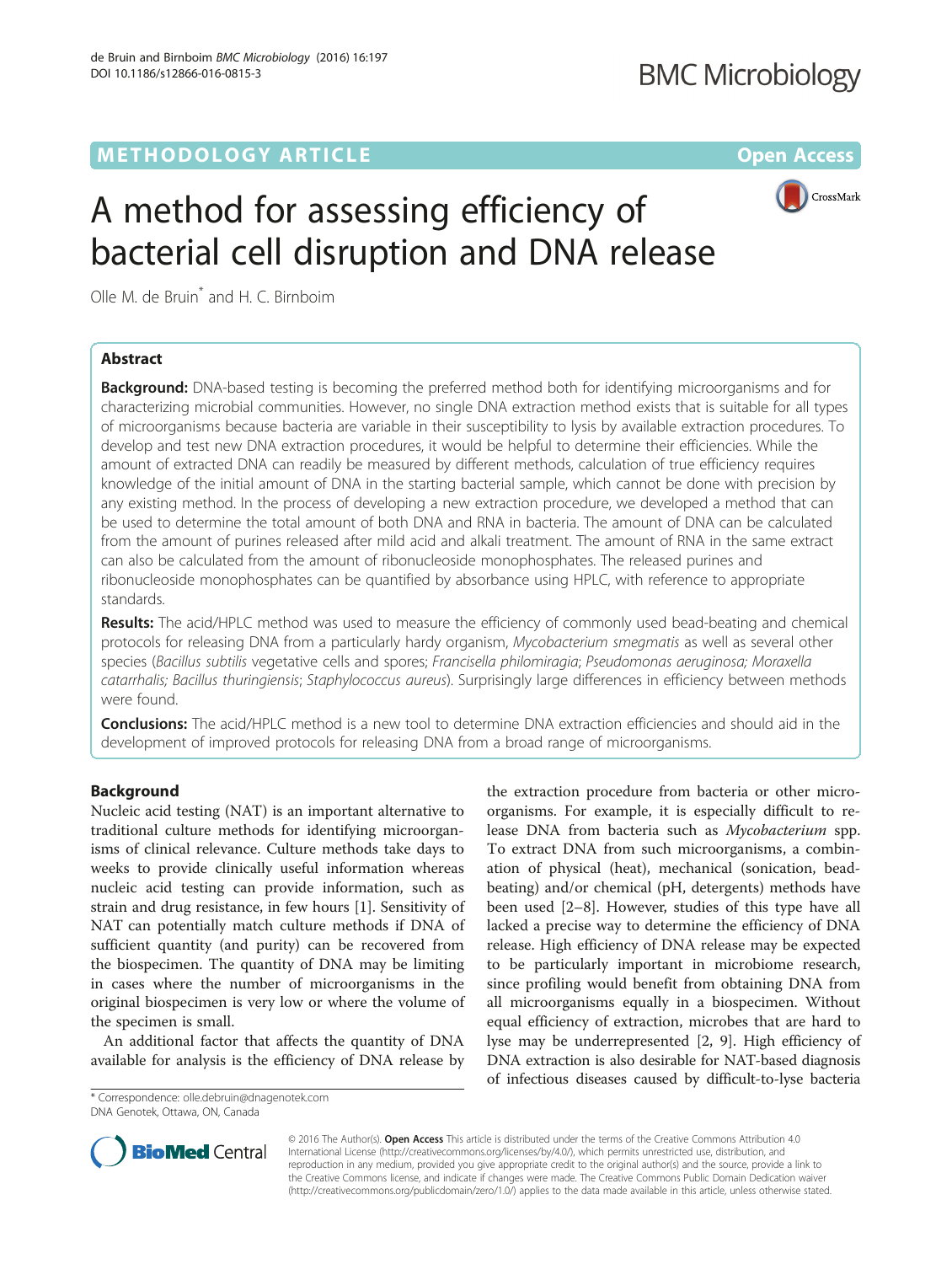METHODOLOGY ARTICLE Open Access

# A method for assessing efficiency of bacterial cell disruption and DNA release

Olle M. de Bruin* and H. C. Birnboim

## Abstract

**Background:** DNA-based testing is becoming the preferred method both for identifying microorganisms and for characterizing microbial communities. However, no single DNA extraction method exists that is suitable for all types of microorganisms because bacteria are variable in their susceptibility to lysis by available extraction procedures. To develop and test new DNA extraction procedures, it would be helpful to determine their efficiencies. While the amount of extracted DNA can readily be measured by different methods, calculation of true efficiency requires knowledge of the initial amount of DNA in the starting bacterial sample, which cannot be done with precision by any existing method. In the process of developing a new extraction procedure, we developed a method that can be used to determine the total amount of both DNA and RNA in bacteria. The amount of DNA can be calculated from the amount of purines released after mild acid and alkali treatment. The amount of RNA in the same extract can also be calculated from the amount of ribonucleoside monophosphates. The released purines and ribonucleoside monophosphates can be quantified by absorbance using HPLC, with reference to appropriate standards.

**Results:** The acid/HPLC method was used to measure the efficiency of commonly used bead-beating and chemical protocols for releasing DNA from a particularly hardy organism, *Mycobacterium smegmatis* as well as several other species (*Bacillus subtilis* vegetative cells and spores; *Francisella philomiragia*; *Pseudomonas aeruginosa*; *Moraxella catarrhalis*; *Bacillus thuringiensis*; *Staphylococcus aureus*). Surprisingly large differences in efficiency between methods were found.

**Conclusions:** The acid/HPLC method is a new tool to determine DNA extraction efficiencies and should aid in the development of improved protocols for releasing DNA from a broad range of microorganisms.

## Background

Nucleic acid testing (NAT) is an important alternative to traditional culture methods for identifying microorganisms of clinical relevance. Culture methods take days to weeks to provide clinically useful information whereas nucleic acid testing can provide information, such as strain and drug resistance, in few hours [1]. Sensitivity of NAT can potentially match culture methods if DNA of sufficient quantity (and purity) can be recovered from the biospecimen. The quantity of DNA may be limiting in cases where the number of microorganisms in the original biospecimen is very low or where the volume of the specimen is small.

An additional factor that affects the quantity of DNA available for analysis is the efficiency of DNA release by the extraction procedure from bacteria or other microorganisms. For example, it is especially difficult to release DNA from bacteria such as *Mycobacterium* spp. To extract DNA from such microorganisms, a combination of physical (heat), mechanical (sonication, bead-beating) and/or chemical (pH, detergents) methods have been used [2–8]. However, studies of this type have all lacked a precise way to determine the efficiency of DNA release. High efficiency of DNA release may be expected to be particularly important in microbiome research, since profiling would benefit from obtaining DNA from all microorganisms equally in a biospecimen. Without equal efficiency of extraction, microbes that are hard to lyse may be underrepresented [2, 9]. High efficiency of DNA extraction is also desirable for NAT-based diagnosis of infectious diseases caused by difficult-to-lyse bacteria

* Correspondence: olle.debruin@dnagenotek.com
DNA Genotek, Ottawa, ON, Canada

© 2016 The Author(s). **Open Access** This article is distributed under the terms of the Creative Commons Attribution 4.0 International License (http://creativecommons.org/licenses/by/4.0/), which permits unrestricted use, distribution, and reproduction in any medium, provided you give appropriate credit to the original author(s) and the source, provide a link to the Creative Commons license, and indicate if changes were made. The Creative Commons Public Domain Dedication waiver (http://creativecommons.org/publicdomain/zero/1.0/) applies to the data made available in this article, unless otherwise stated.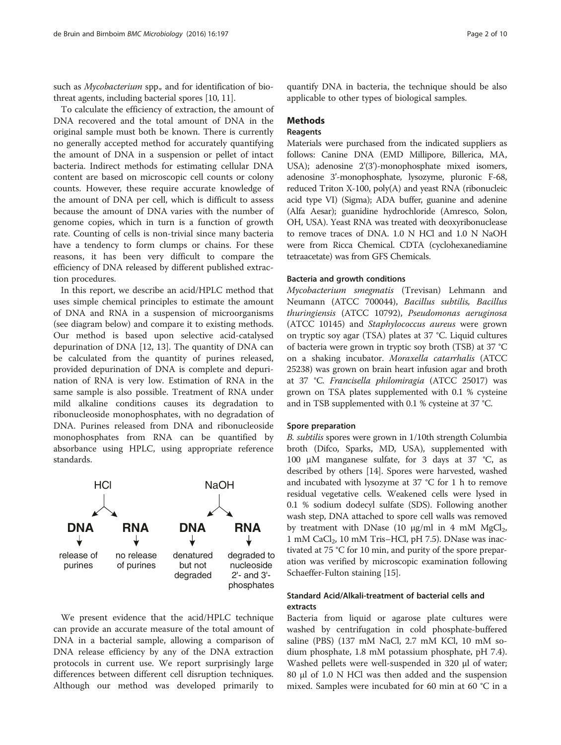such as *Mycobacterium* spp., and for identification of biothreat agents, including bacterial spores [10, 11].

To calculate the efficiency of extraction, the amount of DNA recovered and the total amount of DNA in the original sample must both be known. There is currently no generally accepted method for accurately quantifying the amount of DNA in a suspension or pellet of intact bacteria. Indirect methods for estimating cellular DNA content are based on microscopic cell counts or colony counts. However, these require accurate knowledge of the amount of DNA per cell, which is difficult to assess because the amount of DNA varies with the number of genome copies, which in turn is a function of growth rate. Counting of cells is non-trivial since many bacteria have a tendency to form clumps or chains. For these reasons, it has been very difficult to compare the efficiency of DNA released by different published extraction procedures.

In this report, we describe an acid/HPLC method that uses simple chemical principles to estimate the amount of DNA and RNA in a suspension of microorganisms (see diagram below) and compare it to existing methods. Our method is based upon selective acid-catalysed depurination of DNA [12, 13]. The quantity of DNA can be calculated from the quantity of purines released, provided depurination of DNA is complete and depurination of RNA is very low. Estimation of RNA in the same sample is also possible. Treatment of RNA under mild alkaline conditions causes its degradation to ribonucleoside monophosphates, with no degradation of DNA. Purines released from DNA and ribonucleoside monophosphates from RNA can be quantified by absorbance using HPLC, using appropriate reference standards.

HCl
DNA → release of purines
RNA → no release of purines

NaOH
DNA → denatured but not degraded
RNA → degraded to nucleoside 2'- and 3'-phosphates

We present evidence that the acid/HPLC technique can provide an accurate measure of the total amount of DNA in a bacterial sample, allowing a comparison of DNA release efficiency by any of the DNA extraction protocols in current use. We report surprisingly large differences between different cell disruption techniques. Although our method was developed primarily to quantify DNA in bacteria, the technique should be also applicable to other types of biological samples.

## Methods

### Reagents

Materials were purchased from the indicated suppliers as follows: Canine DNA (EMD Millipore, Billerica, MA, USA); adenosine 2′(3′)-monophosphate mixed isomers, adenosine 3′-monophosphate, lysozyme, pluronic F-68, reduced Triton X-100, poly(A) and yeast RNA (ribonucleic acid type VI) (Sigma); ADA buffer, guanine and adenine (Alfa Aesar); guanidine hydrochloride (Amresco, Solon, OH, USA). Yeast RNA was treated with deoxyribonuclease to remove traces of DNA. 1.0 N HCl and 1.0 N NaOH were from Ricca Chemical. CDTA (cyclohexanediamine tetraacetate) was from GFS Chemicals.

### Bacteria and growth conditions

*Mycobacterium smegmatis* (Trevisan) Lehmann and Neumann (ATCC 700044), *Bacillus subtilis, Bacillus thuringiensis* (ATCC 10792), *Pseudomonas aeruginosa* (ATCC 10145) and *Staphylococcus aureus* were grown on tryptic soy agar (TSA) plates at 37 °C. Liquid cultures of bacteria were grown in tryptic soy broth (TSB) at 37 °C on a shaking incubator. *Moraxella catarrhalis* (ATCC 25238) was grown on brain heart infusion agar and broth at 37 °C. *Francisella philomiragia* (ATCC 25017) was grown on TSA plates supplemented with 0.1 % cysteine and in TSB supplemented with 0.1 % cysteine at 37 °C.

### Spore preparation

*B. subtilis* spores were grown in 1/10th strength Columbia broth (Difco, Sparks, MD, USA), supplemented with 100 μM manganese sulfate, for 3 days at 37 °C, as described by others [14]. Spores were harvested, washed and incubated with lysozyme at 37 °C for 1 h to remove residual vegetative cells. Weakened cells were lysed in 0.1 % sodium dodecyl sulfate (SDS). Following another wash step, DNA attached to spore cell walls was removed by treatment with DNase (10 μg/ml in 4 mM $MgCl_2$, 1 mM $CaCl_2$, 10 mM Tris–HCl, pH 7.5). DNase was inactivated at 75 °C for 10 min, and purity of the spore preparation was verified by microscopic examination following Schaeffer-Fulton staining [15].

### Standard Acid/Alkali-treatment of bacterial cells and extracts

Bacteria from liquid or agarose plate cultures were washed by centrifugation in cold phosphate-buffered saline (PBS) (137 mM NaCl, 2.7 mM KCl, 10 mM sodium phosphate, 1.8 mM potassium phosphate, pH 7.4). Washed pellets were well-suspended in 320 μl of water; 80 μl of 1.0 N HCl was then added and the suspension mixed. Samples were incubated for 60 min at 60 °C in a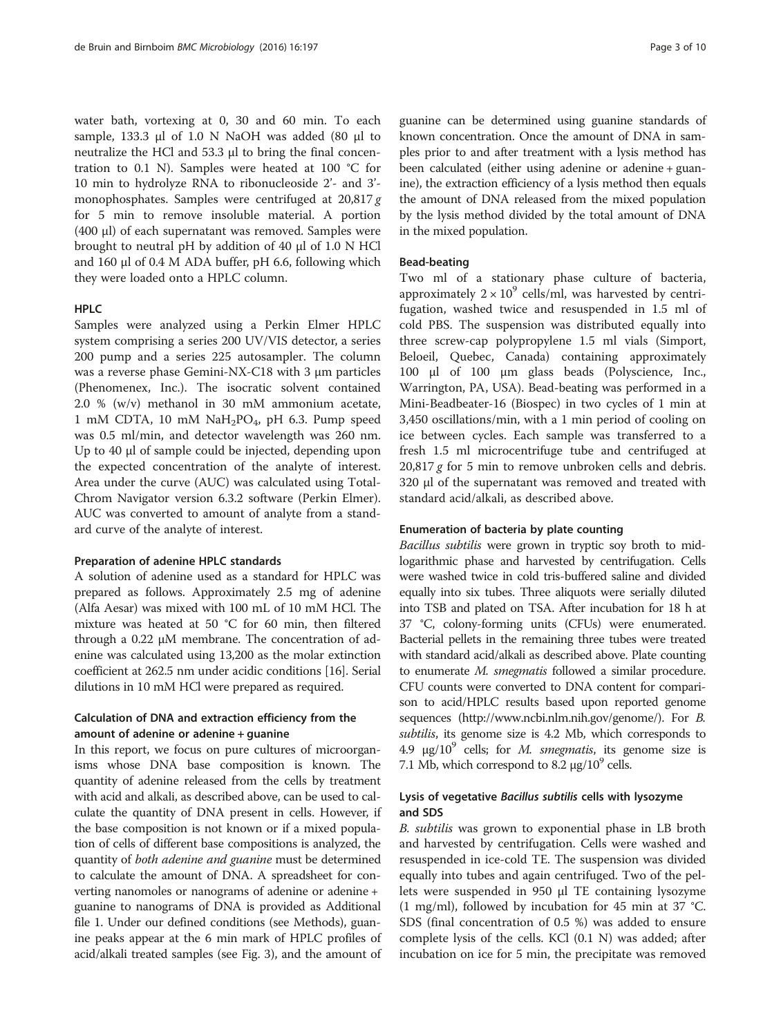water bath, vortexing at 0, 30 and 60 min. To each sample, 133.3 μl of 1.0 N NaOH was added (80 μl to neutralize the HCl and 53.3 μl to bring the final concentration to 0.1 N). Samples were heated at 100 °C for 10 min to hydrolyze RNA to ribonucleoside 2'- and 3'-monophosphates. Samples were centrifuged at 20,817 *g* for 5 min to remove insoluble material. A portion (400 μl) of each supernatant was removed. Samples were brought to neutral pH by addition of 40 μl of 1.0 N HCl and 160 μl of 0.4 M ADA buffer, pH 6.6, following which they were loaded onto a HPLC column.

#### HPLC

Samples were analyzed using a Perkin Elmer HPLC system comprising a series 200 UV/VIS detector, a series 200 pump and a series 225 autosampler. The column was a reverse phase Gemini-NX-C18 with 3 μm particles (Phenomenex, Inc.). The isocratic solvent contained 2.0 % (w/v) methanol in 30 mM ammonium acetate, 1 mM CDTA, 10 mM $NaH_2PO_4$, pH 6.3. Pump speed was 0.5 ml/min, and detector wavelength was 260 nm. Up to 40 μl of sample could be injected, depending upon the expected concentration of the analyte of interest. Area under the curve (AUC) was calculated using TotalChrom Navigator version 6.3.2 software (Perkin Elmer). AUC was converted to amount of analyte from a standard curve of the analyte of interest.

#### Preparation of adenine HPLC standards

A solution of adenine used as a standard for HPLC was prepared as follows. Approximately 2.5 mg of adenine (Alfa Aesar) was mixed with 100 mL of 10 mM HCl. The mixture was heated at 50 °C for 60 min, then filtered through a 0.22 μM membrane. The concentration of adenine was calculated using 13,200 as the molar extinction coefficient at 262.5 nm under acidic conditions [16]. Serial dilutions in 10 mM HCl were prepared as required.

#### Calculation of DNA and extraction efficiency from the amount of adenine or adenine + guanine

In this report, we focus on pure cultures of microorganisms whose DNA base composition is known. The quantity of adenine released from the cells by treatment with acid and alkali, as described above, can be used to calculate the quantity of DNA present in cells. However, if the base composition is not known or if a mixed population of cells of different base compositions is analyzed, the quantity of *both adenine and guanine* must be determined to calculate the amount of DNA. A spreadsheet for converting nanomoles or nanograms of adenine or adenine + guanine to nanograms of DNA is provided as Additional file 1. Under our defined conditions (see Methods), guanine peaks appear at the 6 min mark of HPLC profiles of acid/alkali treated samples (see Fig. 3), and the amount of guanine can be determined using guanine standards of known concentration. Once the amount of DNA in samples prior to and after treatment with a lysis method has been calculated (either using adenine or adenine + guanine), the extraction efficiency of a lysis method then equals the amount of DNA released from the mixed population by the lysis method divided by the total amount of DNA in the mixed population.

#### Bead-beating

Two ml of a stationary phase culture of bacteria, approximately $2 \times 10^9$ cells/ml, was harvested by centrifugation, washed twice and resuspended in 1.5 ml of cold PBS. The suspension was distributed equally into three screw-cap polypropylene 1.5 ml vials (Simport, Beloeil, Quebec, Canada) containing approximately 100 μl of 100 μm glass beads (Polyscience, Inc., Warrington, PA, USA). Bead-beating was performed in a Mini-Beadbeater-16 (Biospec) in two cycles of 1 min at 3,450 oscillations/min, with a 1 min period of cooling on ice between cycles. Each sample was transferred to a fresh 1.5 ml microcentrifuge tube and centrifuged at 20,817 *g* for 5 min to remove unbroken cells and debris. 320 μl of the supernatant was removed and treated with standard acid/alkali, as described above.

#### Enumeration of bacteria by plate counting

*Bacillus subtilis* were grown in tryptic soy broth to mid-logarithmic phase and harvested by centrifugation. Cells were washed twice in cold tris-buffered saline and divided equally into six tubes. Three aliquots were serially diluted into TSB and plated on TSA. After incubation for 18 h at 37 °C, colony-forming units (CFUs) were enumerated. Bacterial pellets in the remaining three tubes were treated with standard acid/alkali as described above. Plate counting to enumerate *M. smegmatis* followed a similar procedure. CFU counts were converted to DNA content for comparison to acid/HPLC results based upon reported genome sequences (http://www.ncbi.nlm.nih.gov/genome/). For *B. subtilis*, its genome size is 4.2 Mb, which corresponds to 4.9 $\mu g/10^9$ cells; for *M. smegmatis*, its genome size is 7.1 Mb, which correspond to 8.2 $\mu g/10^9$ cells.

#### Lysis of vegetative *Bacillus subtilis* cells with lysozyme and SDS

*B. subtilis* was grown to exponential phase in LB broth and harvested by centrifugation. Cells were washed and resuspended in ice-cold TE. The suspension was divided equally into tubes and again centrifuged. Two of the pellets were suspended in 950 μl TE containing lysozyme (1 mg/ml), followed by incubation for 45 min at 37 °C. SDS (final concentration of 0.5 %) was added to ensure complete lysis of the cells. KCl (0.1 N) was added; after incubation on ice for 5 min, the precipitate was removed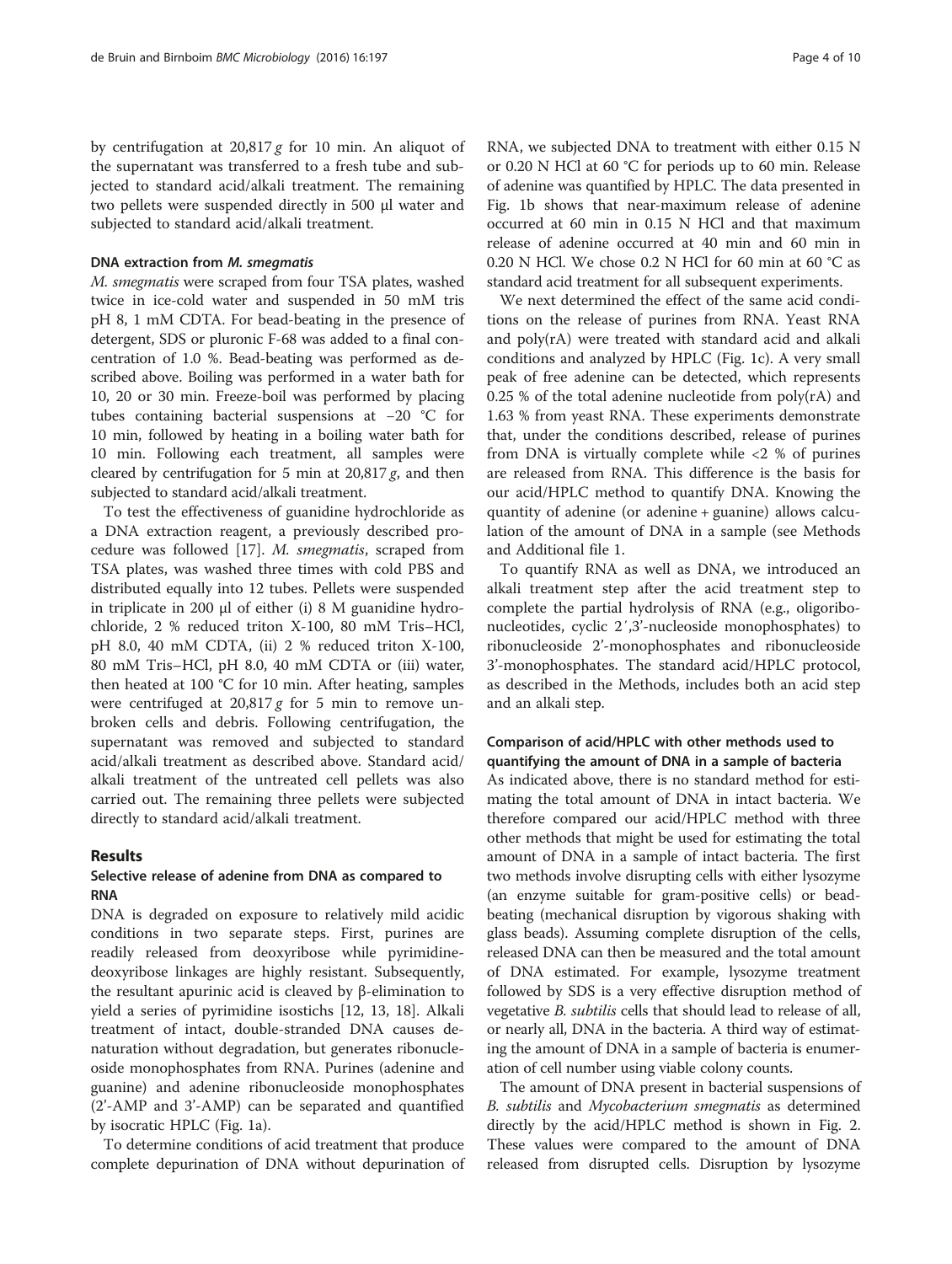by centrifugation at 20,817 *g* for 10 min. An aliquot of the supernatant was transferred to a fresh tube and subjected to standard acid/alkali treatment. The remaining two pellets were suspended directly in 500 μl water and subjected to standard acid/alkali treatment.

#### DNA extraction from *M. smegmatis*

*M. smegmatis* were scraped from four TSA plates, washed twice in ice-cold water and suspended in 50 mM tris pH 8, 1 mM CDTA. For bead-beating in the presence of detergent, SDS or pluronic F-68 was added to a final concentration of 1.0 %. Bead-beating was performed as described above. Boiling was performed in a water bath for 10, 20 or 30 min. Freeze-boil was performed by placing tubes containing bacterial suspensions at −20 °C for 10 min, followed by heating in a boiling water bath for 10 min. Following each treatment, all samples were cleared by centrifugation for 5 min at 20,817 *g*, and then subjected to standard acid/alkali treatment.

To test the effectiveness of guanidine hydrochloride as a DNA extraction reagent, a previously described procedure was followed [17]. *M. smegmatis*, scraped from TSA plates, was washed three times with cold PBS and distributed equally into 12 tubes. Pellets were suspended in triplicate in 200 μl of either (i) 8 M guanidine hydrochloride, 2 % reduced triton X-100, 80 mM Tris–HCl, pH 8.0, 40 mM CDTA, (ii) 2 % reduced triton X-100, 80 mM Tris–HCl, pH 8.0, 40 mM CDTA or (iii) water, then heated at 100 °C for 10 min. After heating, samples were centrifuged at 20,817 *g* for 5 min to remove unbroken cells and debris. Following centrifugation, the supernatant was removed and subjected to standard acid/alkali treatment as described above. Standard acid/alkali treatment of the untreated cell pellets was also carried out. The remaining three pellets were subjected directly to standard acid/alkali treatment.

## Results

### Selective release of adenine from DNA as compared to RNA

DNA is degraded on exposure to relatively mild acidic conditions in two separate steps. First, purines are readily released from deoxyribose while pyrimidine-deoxyribose linkages are highly resistant. Subsequently, the resultant apurinic acid is cleaved by β-elimination to yield a series of pyrimidine isostichs [12, 13, 18]. Alkali treatment of intact, double-stranded DNA causes denaturation without degradation, but generates ribonucleoside monophosphates from RNA. Purines (adenine and guanine) and adenine ribonucleoside monophosphates (2'-AMP and 3'-AMP) can be separated and quantified by isocratic HPLC (Fig. 1a).

To determine conditions of acid treatment that produce complete depurination of DNA without depurination of RNA, we subjected DNA to treatment with either 0.15 N or 0.20 N HCl at 60 °C for periods up to 60 min. Release of adenine was quantified by HPLC. The data presented in Fig. 1b shows that near-maximum release of adenine occurred at 60 min in 0.15 N HCl and that maximum release of adenine occurred at 40 min and 60 min in 0.20 N HCl. We chose 0.2 N HCl for 60 min at 60 °C as standard acid treatment for all subsequent experiments.

We next determined the effect of the same acid conditions on the release of purines from RNA. Yeast RNA and poly(rA) were treated with standard acid and alkali conditions and analyzed by HPLC (Fig. 1c). A very small peak of free adenine can be detected, which represents 0.25 % of the total adenine nucleotide from poly(rA) and 1.63 % from yeast RNA. These experiments demonstrate that, under the conditions described, release of purines from DNA is virtually complete while <2 % of purines are released from RNA. This difference is the basis for our acid/HPLC method to quantify DNA. Knowing the quantity of adenine (or adenine + guanine) allows calculation of the amount of DNA in a sample (see Methods and Additional file 1.

To quantify RNA as well as DNA, we introduced an alkali treatment step after the acid treatment step to complete the partial hydrolysis of RNA (e.g., oligoribonucleotides, cyclic 2′,3'-nucleoside monophosphates) to ribonucleoside 2'-monophosphates and ribonucleoside 3'-monophosphates. The standard acid/HPLC protocol, as described in the Methods, includes both an acid step and an alkali step.

### Comparison of acid/HPLC with other methods used to quantifying the amount of DNA in a sample of bacteria

As indicated above, there is no standard method for estimating the total amount of DNA in intact bacteria. We therefore compared our acid/HPLC method with three other methods that might be used for estimating the total amount of DNA in a sample of intact bacteria. The first two methods involve disrupting cells with either lysozyme (an enzyme suitable for gram-positive cells) or bead-beating (mechanical disruption by vigorous shaking with glass beads). Assuming complete disruption of the cells, released DNA can then be measured and the total amount of DNA estimated. For example, lysozyme treatment followed by SDS is a very effective disruption method of vegetative *B. subtilis* cells that should lead to release of all, or nearly all, DNA in the bacteria. A third way of estimating the amount of DNA in a sample of bacteria is enumeration of cell number using viable colony counts.

The amount of DNA present in bacterial suspensions of *B. subtilis* and *Mycobacterium smegmatis* as determined directly by the acid/HPLC method is shown in Fig. 2. These values were compared to the amount of DNA released from disrupted cells. Disruption by lysozyme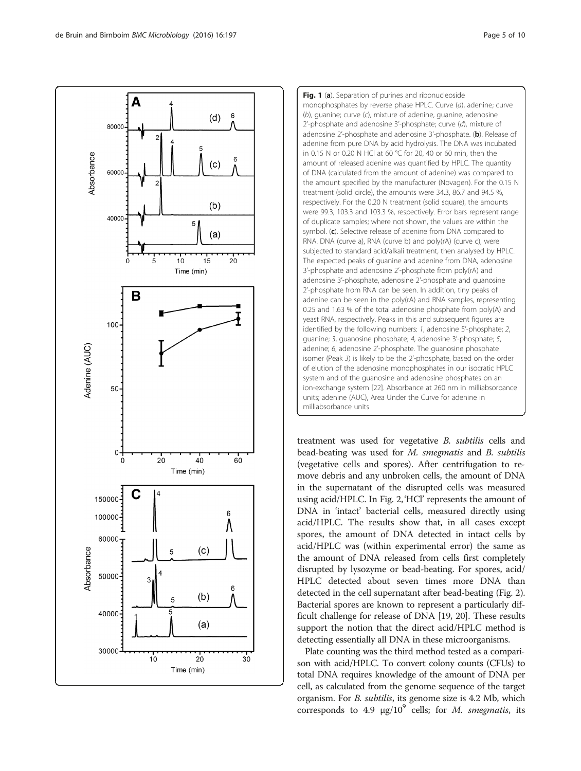**Fig. 1** (**a**). Separation of purines and ribonucleoside monophosphates by reverse phase HPLC. Curve (*a*), adenine; curve (*b*), guanine; curve (*c*), mixture of adenine, guanine, adenosine 2'-phosphate and adenosine 3'-phosphate; curve (*d*), mixture of adenosine 2'-phosphate and adenosine 3'-phosphate. (**b**). Release of adenine from pure DNA by acid hydrolysis. The DNA was incubated in 0.15 N or 0.20 N HCl at 60 °C for 20, 40 or 60 min, then the amount of released adenine was quantified by HPLC. The quantity of DNA (calculated from the amount of adenine) was compared to the amount specified by the manufacturer (Novagen). For the 0.15 N treatment (solid circle), the amounts were 34.3, 86.7 and 94.5 %, respectively. For the 0.20 N treatment (solid square), the amounts were 99.3, 103.3 and 103.3 %, respectively. Error bars represent range of duplicate samples; where not shown, the values are within the symbol. (**c**). Selective release of adenine from DNA compared to RNA. DNA (curve a), RNA (curve b) and poly(rA) (curve c), were subjected to standard acid/alkali treatment, then analysed by HPLC. The expected peaks of guanine and adenine from DNA, adenosine 3'-phosphate and adenosine 2'-phosphate from poly(rA) and adenosine 3'-phosphate, adenosine 2'-phosphate and guanosine 2'-phosphate from RNA can be seen. In addition, tiny peaks of adenine can be seen in the poly(rA) and RNA samples, representing 0.25 and 1.63 % of the total adenosine phosphate from poly(A) and yeast RNA, respectively. Peaks in this and subsequent figures are identified by the following numbers: *1*, adenosine 5'-phosphate; *2*, guanine; *3*, guanosine phosphate; *4*, adenosine 3'-phosphate; *5*, adenine; *6*, adenosine 2'-phosphate. The guanosine phosphate isomer (Peak *3*) is likely to be the 2'-phosphate, based on the order of elution of the adenosine monophosphates in our isocratic HPLC system and of the guanosine and adenosine phosphates on an ion-exchange system [22]. Absorbance at 260 nm in milliabsorbance units; adenine (AUC), Area Under the Curve for adenine in milliabsorbance units

treatment was used for vegetative *B. subtilis* cells and bead-beating was used for *M. smegmatis* and *B. subtilis* (vegetative cells and spores). After centrifugation to remove debris and any unbroken cells, the amount of DNA in the supernatant of the disrupted cells was measured using acid/HPLC. In Fig. 2,'HCl' represents the amount of DNA in 'intact' bacterial cells, measured directly using acid/HPLC. The results show that, in all cases except spores, the amount of DNA detected in intact cells by acid/HPLC was (within experimental error) the same as the amount of DNA released from cells first completely disrupted by lysozyme or bead-beating. For spores, acid/HPLC detected about seven times more DNA than detected in the cell supernatant after bead-beating (Fig. 2). Bacterial spores are known to represent a particularly difficult challenge for release of DNA [19, 20]. These results support the notion that the direct acid/HPLC method is detecting essentially all DNA in these microorganisms.

Plate counting was the third method tested as a comparison with acid/HPLC. To convert colony counts (CFUs) to total DNA requires knowledge of the amount of DNA per cell, as calculated from the genome sequence of the target organism. For *B. subtilis*, its genome size is 4.2 Mb, which corresponds to 4.9 μg/$10^9$ cells; for *M. smegmatis*, its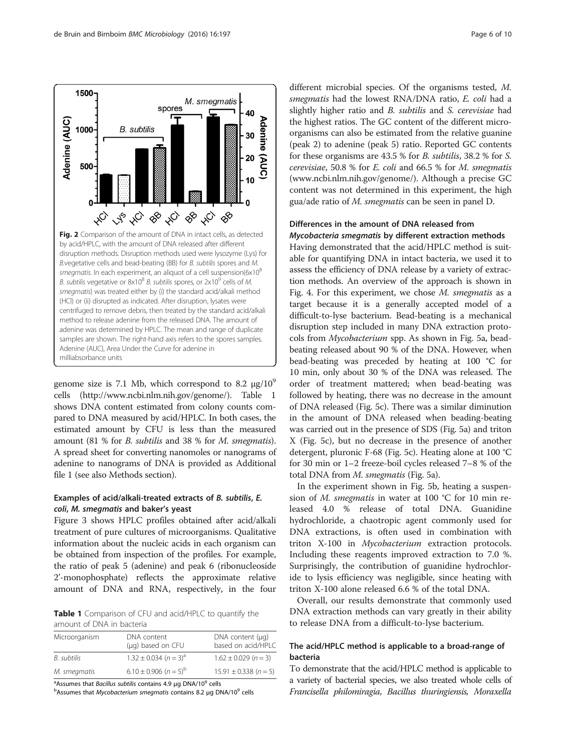Fig. 2 Comparison of the amount of DNA in intact cells, as detected by acid/HPLC, with the amount of DNA released after different disruption methods. Disruption methods used were lysozyme (Lys) for B.vegetative cells and bead-beating (BB) for *B. subtilis* spores and *M. smegmatis*. In each experiment, an aliquot of a cell suspension($6x10^8$ *B. subtilis* vegetative or $8x10^8$ *B. subtilis* spores, or $2x10^9$ cells of *M. smegmatis*) was treated either by (i) the standard acid/alkali method (HCl) or (ii) disrupted as indicated. After disruption, lysates were centrifuged to remove debris, then treated by the standard acid/alkali method to release adenine from the released DNA. The amount of adenine was determined by HPLC. The mean and range of duplicate samples are shown. The right-hand axis refers to the spores samples. Adenine (AUC), Area Under the Curve for adenine in milliabsorbance units

genome size is 7.1 Mb, which correspond to 8.2 $\mu g/10^9$ cells (http://www.ncbi.nlm.nih.gov/genome/). Table 1 shows DNA content estimated from colony counts compared to DNA measured by acid/HPLC. In both cases, the estimated amount by CFU is less than the measured amount (81 % for *B. subtilis* and 38 % for *M. smegmatis*). A spread sheet for converting nanomoles or nanograms of adenine to nanograms of DNA is provided as Additional file 1 (see also Methods section).

### Examples of acid/alkali-treated extracts of *B. subtilis*, *E. coli*, *M. smegmatis* and baker's yeast

Figure 3 shows HPLC profiles obtained after acid/alkali treatment of pure cultures of microorganisms. Qualitative information about the nucleic acids in each organism can be obtained from inspection of the profiles. For example, the ratio of peak 5 (adenine) and peak 6 (ribonucleoside 2'-monophosphate) reflects the approximate relative amount of DNA and RNA, respectively, in the four different microbial species. Of the organisms tested, *M. smegmatis* had the lowest RNA/DNA ratio, *E. coli* had a slightly higher ratio and *B. subtilis* and *S. cerevisiae* had the highest ratios. The GC content of the different microorganisms can also be estimated from the relative guanine (peak 2) to adenine (peak 5) ratio. Reported GC contents for these organisms are 43.5 % for *B. subtilis*, 38.2 % for *S. cerevisiae*, 50.8 % for *E. coli* and 66.5 % for *M. smegmatis* (www.ncbi.nlm.nih.gov/genome/). Although a precise GC content was not determined in this experiment, the high gua/ade ratio of *M. smegmatis* can be seen in panel D.

**Table 1** Comparison of CFU and acid/HPLC to quantify the amount of DNA in bacteria

| Microorganism | DNA content (μg) based on CFU | DNA content (μg) based on acid/HPLC |
|---|---|---|
| *B. subtilis* | $1.32 \pm 0.034$ ($n = 3$)[a] | $1.62 \pm 0.029$ ($n = 3$) |
| *M. smegmatis* | $6.10 \pm 0.906$ ($n = 5$)[b] | $15.91 \pm 0.338$ ($n = 5$) |

[a]Assumes that *Bacillus subtilis* contains 4.9 μg DNA/$10^9$ cells
[b]Assumes that *Mycobacterium smegmatis* contains 8.2 μg DNA/$10^9$ cells

### Differences in the amount of DNA released from *Mycobacteria smegmatis* by different extraction methods

Having demonstrated that the acid/HPLC method is suitable for quantifying DNA in intact bacteria, we used it to assess the efficiency of DNA release by a variety of extraction methods. An overview of the approach is shown in Fig. 4. For this experiment, we chose *M. smegmatis* as a target because it is a generally accepted model of a difficult-to-lyse bacterium. Bead-beating is a mechanical disruption step included in many DNA extraction protocols from *Mycobacterium* spp. As shown in Fig. 5a, bead-beating released about 90 % of the DNA. However, when bead-beating was preceded by heating at 100 °C for 10 min, only about 30 % of the DNA was released. The order of treatment mattered; when bead-beating was followed by heating, there was no decrease in the amount of DNA released (Fig. 5c). There was a similar diminution in the amount of DNA released when beading-beating was carried out in the presence of SDS (Fig. 5a) and triton X (Fig. 5c), but no decrease in the presence of another detergent, pluronic F-68 (Fig. 5c). Heating alone at 100 °C for 30 min or 1–2 freeze-boil cycles released 7–8 % of the total DNA from *M. smegmatis* (Fig. 5a).

In the experiment shown in Fig. 5b, heating a suspension of *M. smegmatis* in water at 100 °C for 10 min released 4.0 % release of total DNA. Guanidine hydrochloride, a chaotropic agent commonly used for DNA extractions, is often used in combination with triton X-100 in *Mycobacterium* extraction protocols. Including these reagents improved extraction to 7.0 %. Surprisingly, the contribution of guanidine hydrochloride to lysis efficiency was negligible, since heating with triton X-100 alone released 6.6 % of the total DNA.

Overall, our results demonstrate that commonly used DNA extraction methods can vary greatly in their ability to release DNA from a difficult-to-lyse bacterium.

### The acid/HPLC method is applicable to a broad-range of bacteria

To demonstrate that the acid/HPLC method is applicable to a variety of bacterial species, we also treated whole cells of *Francisella philomiragia*, *Bacillus thuringiensis*, *Moraxella*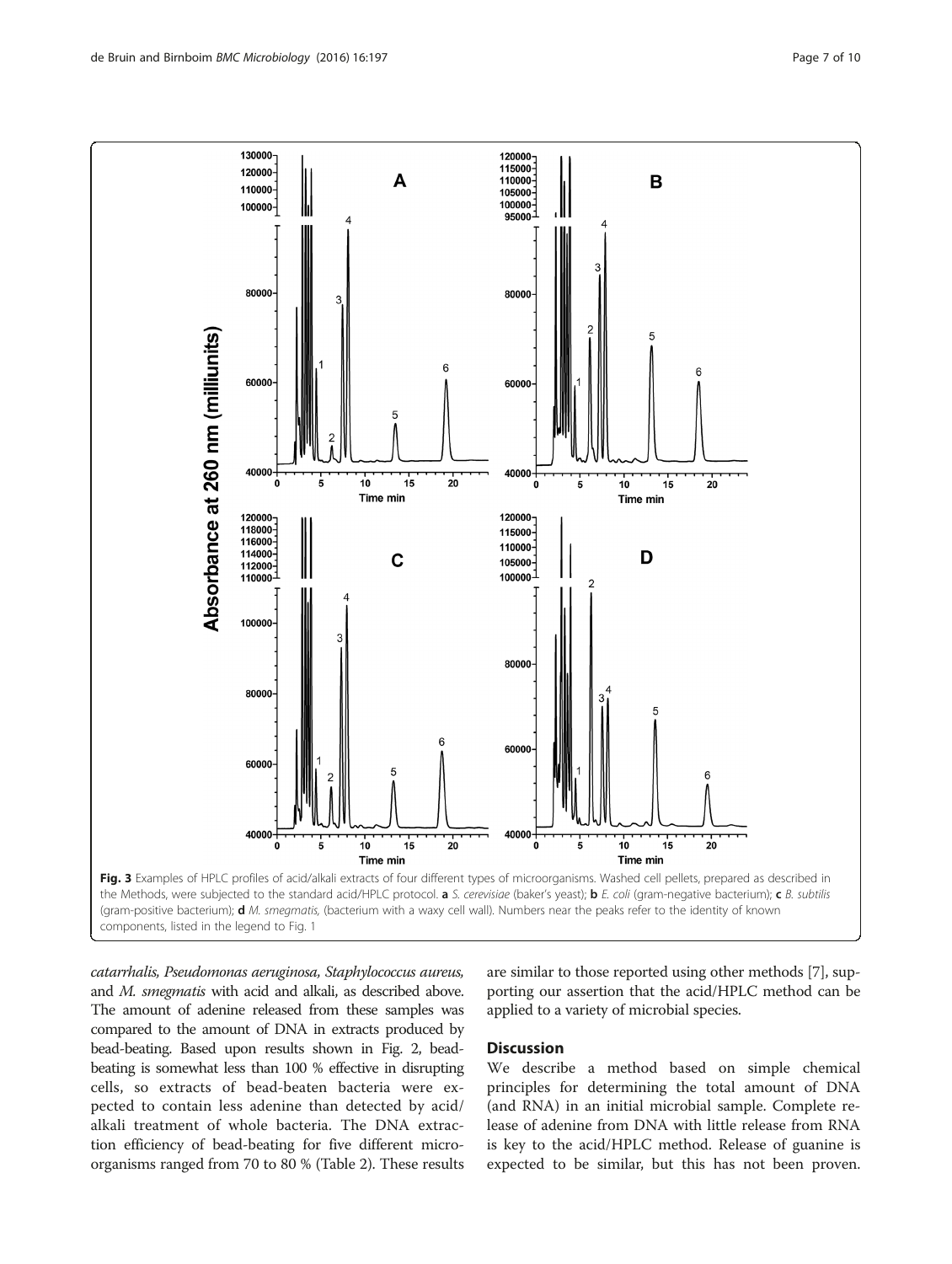Fig. 3 Examples of HPLC profiles of acid/alkali extracts of four different types of microorganisms. Washed cell pellets, prepared as described in the Methods, were subjected to the standard acid/HPLC protocol. **a** *S. cerevisiae* (baker's yeast); **b** *E. coli* (gram-negative bacterium); **c** *B. subtilis* (gram-positive bacterium); **d** *M. smegmatis*, (bacterium with a waxy cell wall). Numbers near the peaks refer to the identity of known components, listed in the legend to Fig. 1

*catarrhalis, Pseudomonas aeruginosa, Staphylococcus aureus,* and *M. smegmatis* with acid and alkali, as described above. The amount of adenine released from these samples was compared to the amount of DNA in extracts produced by bead-beating. Based upon results shown in Fig. 2, bead-beating is somewhat less than 100 % effective in disrupting cells, so extracts of bead-beaten bacteria were expected to contain less adenine than detected by acid/alkali treatment of whole bacteria. The DNA extraction efficiency of bead-beating for five different microorganisms ranged from 70 to 80 % (Table 2). These results are similar to those reported using other methods [7], supporting our assertion that the acid/HPLC method can be applied to a variety of microbial species.

## Discussion

We describe a method based on simple chemical principles for determining the total amount of DNA (and RNA) in an initial microbial sample. Complete release of adenine from DNA with little release from RNA is key to the acid/HPLC method. Release of guanine is expected to be similar, but this has not been proven.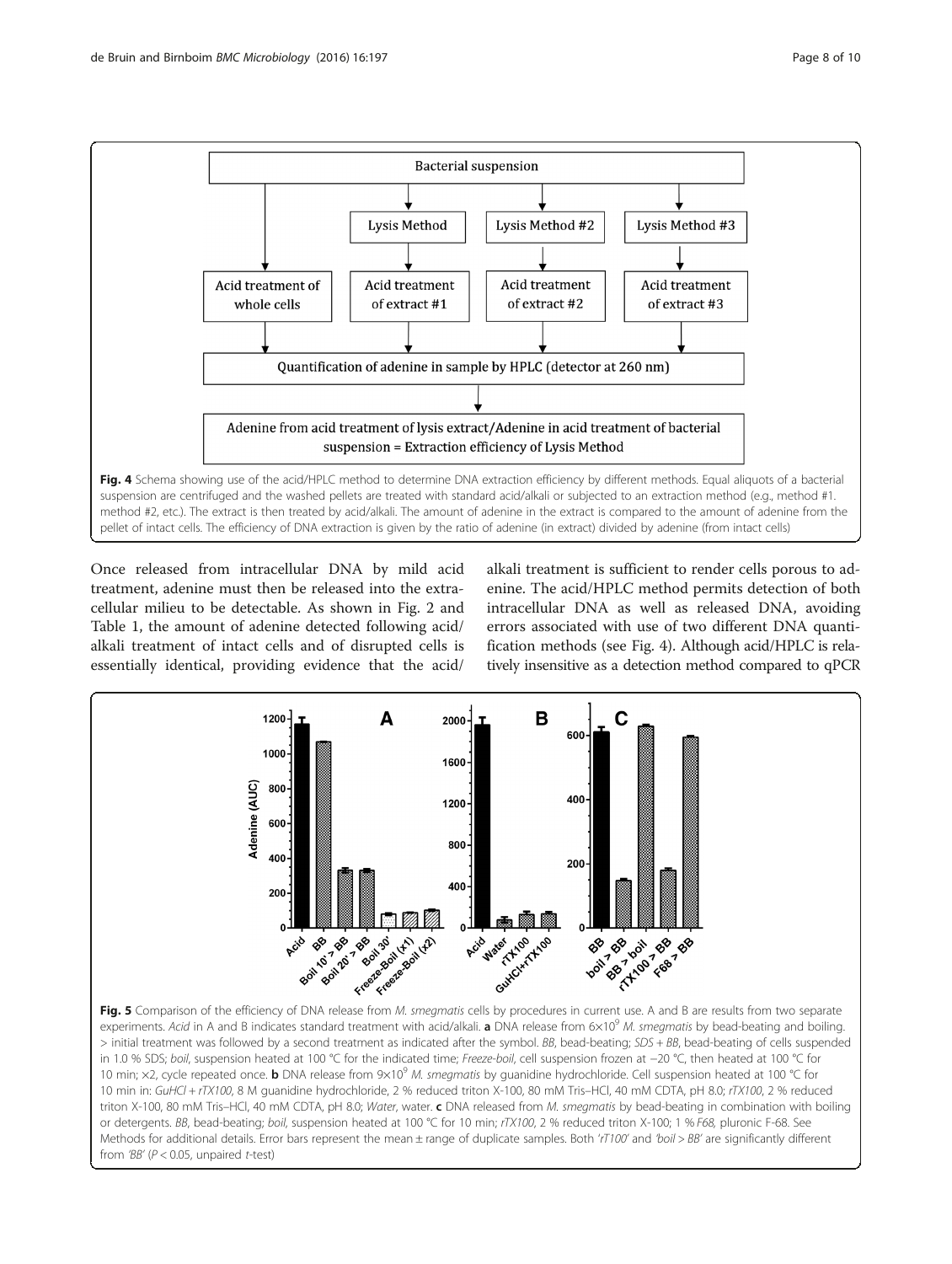Fig. 4 Schema showing use of the acid/HPLC method to determine DNA extraction efficiency by different methods. Equal aliquots of a bacterial suspension are centrifuged and the washed pellets are treated with standard acid/alkali or subjected to an extraction method (e.g., method #1. method #2, etc.). The extract is then treated by acid/alkali. The amount of adenine in the extract is compared to the amount of adenine from the pellet of intact cells. The efficiency of DNA extraction is given by the ratio of adenine (in extract) divided by adenine (from intact cells)

Once released from intracellular DNA by mild acid treatment, adenine must then be released into the extracellular milieu to be detectable. As shown in Fig. 2 and Table 1, the amount of adenine detected following acid/alkali treatment of intact cells and of disrupted cells is essentially identical, providing evidence that the acid/alkali treatment is sufficient to render cells porous to adenine. The acid/HPLC method permits detection of both intracellular DNA as well as released DNA, avoiding errors associated with use of two different DNA quantification methods (see Fig. 4). Although acid/HPLC is relatively insensitive as a detection method compared to qPCR

Fig. 5 Comparison of the efficiency of DNA release from *M. smegmatis* cells by procedures in current use. A and B are results from two separate experiments. *Acid* in A and B indicates standard treatment with acid/alkali. **a** DNA release from $6{\times}10^9$ *M. smegmatis* by bead-beating and boiling. > initial treatment was followed by a second treatment as indicated after the symbol. *BB*, bead-beating; *SDS + BB*, bead-beating of cells suspended in 1.0 % SDS; *boil*, suspension heated at 100 °C for the indicated time; *Freeze-boil*, cell suspension frozen at −20 °C, then heated at 100 °C for 10 min; ×2, cycle repeated once. **b** DNA release from $9{\times}10^9$ *M. smegmatis* by guanidine hydrochloride. Cell suspension heated at 100 °C for 10 min in: *GuHCl + rTX100*, 8 M guanidine hydrochloride, 2 % reduced triton X-100, 80 mM Tris–HCl, 40 mM CDTA, pH 8.0; *rTX100*, 2 % reduced triton X-100, 80 mM Tris–HCl, 40 mM CDTA, pH 8.0; *Water*, water. **c** DNA released from *M. smegmatis* by bead-beating in combination with boiling or detergents. *BB*, bead-beating; *boil*, suspension heated at 100 °C for 10 min; *rTX100*, 2 % reduced triton X-100; 1 % *F68*, pluronic F-68. See Methods for additional details. Error bars represent the mean ± range of duplicate samples. Both '*rT100*' and '*boil > BB*' are significantly different from '*BB*' ($P < 0.05$, unpaired *t*-test)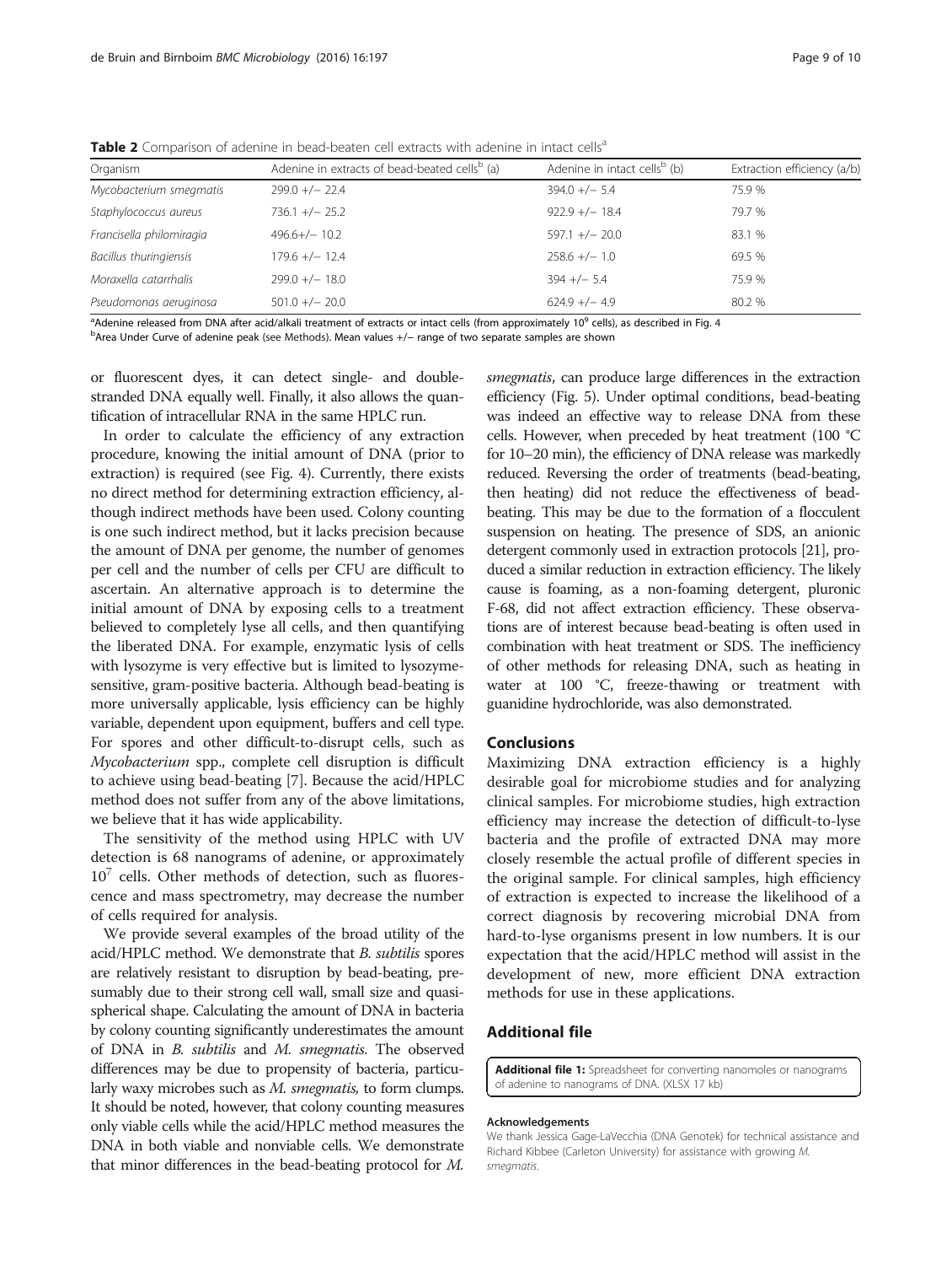**Table 2** Comparison of adenine in bead-beaten cell extracts with adenine in intact cells[a]

| Organism | Adenine in extracts of bead-beated cells[b] (a) | Adenine in intact cells[b] (b) | Extraction efficiency (a/b) |
| --- | --- | --- | --- |
| *Mycobacterium smegmatis* | 299.0 +/− 22.4 | 394.0 +/− 5.4 | 75.9 % |
| *Staphylococcus aureus* | 736.1 +/− 25.2 | 922.9 +/− 18.4 | 79.7 % |
| *Francisella philomiragia* | 496.6+/− 10.2 | 597.1 +/− 20.0 | 83.1 % |
| *Bacillus thuringiensis* | 179.6 +/− 12.4 | 258.6 +/− 1.0 | 69.5 % |
| *Moraxella catarrhalis* | 299.0 +/− 18.0 | 394 +/− 5.4 | 75.9 % |
| *Pseudomonas aeruginosa* | 501.0 +/− 20.0 | 624.9 +/− 4.9 | 80.2 % |

[a]Adenine released from DNA after acid/alkali treatment of extracts or intact cells (from approximately $10^9$ cells), as described in Fig. 4
[b]Area Under Curve of adenine peak (see Methods). Mean values +/− range of two separate samples are shown

or fluorescent dyes, it can detect single- and double-stranded DNA equally well. Finally, it also allows the quantification of intracellular RNA in the same HPLC run.

In order to calculate the efficiency of any extraction procedure, knowing the initial amount of DNA (prior to extraction) is required (see Fig. 4). Currently, there exists no direct method for determining extraction efficiency, although indirect methods have been used. Colony counting is one such indirect method, but it lacks precision because the amount of DNA per genome, the number of genomes per cell and the number of cells per CFU are difficult to ascertain. An alternative approach is to determine the initial amount of DNA by exposing cells to a treatment believed to completely lyse all cells, and then quantifying the liberated DNA. For example, enzymatic lysis of cells with lysozyme is very effective but is limited to lysozyme-sensitive, gram-positive bacteria. Although bead-beating is more universally applicable, lysis efficiency can be highly variable, dependent upon equipment, buffers and cell type. For spores and other difficult-to-disrupt cells, such as *Mycobacterium* spp., complete cell disruption is difficult to achieve using bead-beating [7]. Because the acid/HPLC method does not suffer from any of the above limitations, we believe that it has wide applicability.

The sensitivity of the method using HPLC with UV detection is 68 nanograms of adenine, or approximately $10^7$ cells. Other methods of detection, such as fluorescence and mass spectrometry, may decrease the number of cells required for analysis.

We provide several examples of the broad utility of the acid/HPLC method. We demonstrate that *B. subtilis* spores are relatively resistant to disruption by bead-beating, presumably due to their strong cell wall, small size and quasi-spherical shape. Calculating the amount of DNA in bacteria by colony counting significantly underestimates the amount of DNA in *B. subtilis* and *M. smegmatis*. The observed differences may be due to propensity of bacteria, particularly waxy microbes such as *M. smegmatis,* to form clumps. It should be noted, however, that colony counting measures only viable cells while the acid/HPLC method measures the DNA in both viable and nonviable cells. We demonstrate that minor differences in the bead-beating protocol for *M. smegmatis*, can produce large differences in the extraction efficiency (Fig. 5). Under optimal conditions, bead-beating was indeed an effective way to release DNA from these cells. However, when preceded by heat treatment (100 °C for 10–20 min), the efficiency of DNA release was markedly reduced. Reversing the order of treatments (bead-beating, then heating) did not reduce the effectiveness of bead-beating. This may be due to the formation of a flocculent suspension on heating. The presence of SDS, an anionic detergent commonly used in extraction protocols [21], produced a similar reduction in extraction efficiency. The likely cause is foaming, as a non-foaming detergent, pluronic F-68, did not affect extraction efficiency. These observations are of interest because bead-beating is often used in combination with heat treatment or SDS. The inefficiency of other methods for releasing DNA, such as heating in water at 100 °C, freeze-thawing or treatment with guanidine hydrochloride, was also demonstrated.

## Conclusions

Maximizing DNA extraction efficiency is a highly desirable goal for microbiome studies and for analyzing clinical samples. For microbiome studies, high extraction efficiency may increase the detection of difficult-to-lyse bacteria and the profile of extracted DNA may more closely resemble the actual profile of different species in the original sample. For clinical samples, high efficiency of extraction is expected to increase the likelihood of a correct diagnosis by recovering microbial DNA from hard-to-lyse organisms present in low numbers. It is our expectation that the acid/HPLC method will assist in the development of new, more efficient DNA extraction methods for use in these applications.

## Additional file

**Additional file 1:** Spreadsheet for converting nanomoles or nanograms of adenine to nanograms of DNA. (XLSX 17 kb)

#### Acknowledgements

We thank Jessica Gage-LaVecchia (DNA Genotek) for technical assistance and Richard Kibbee (Carleton University) for assistance with growing *M. smegmatis*.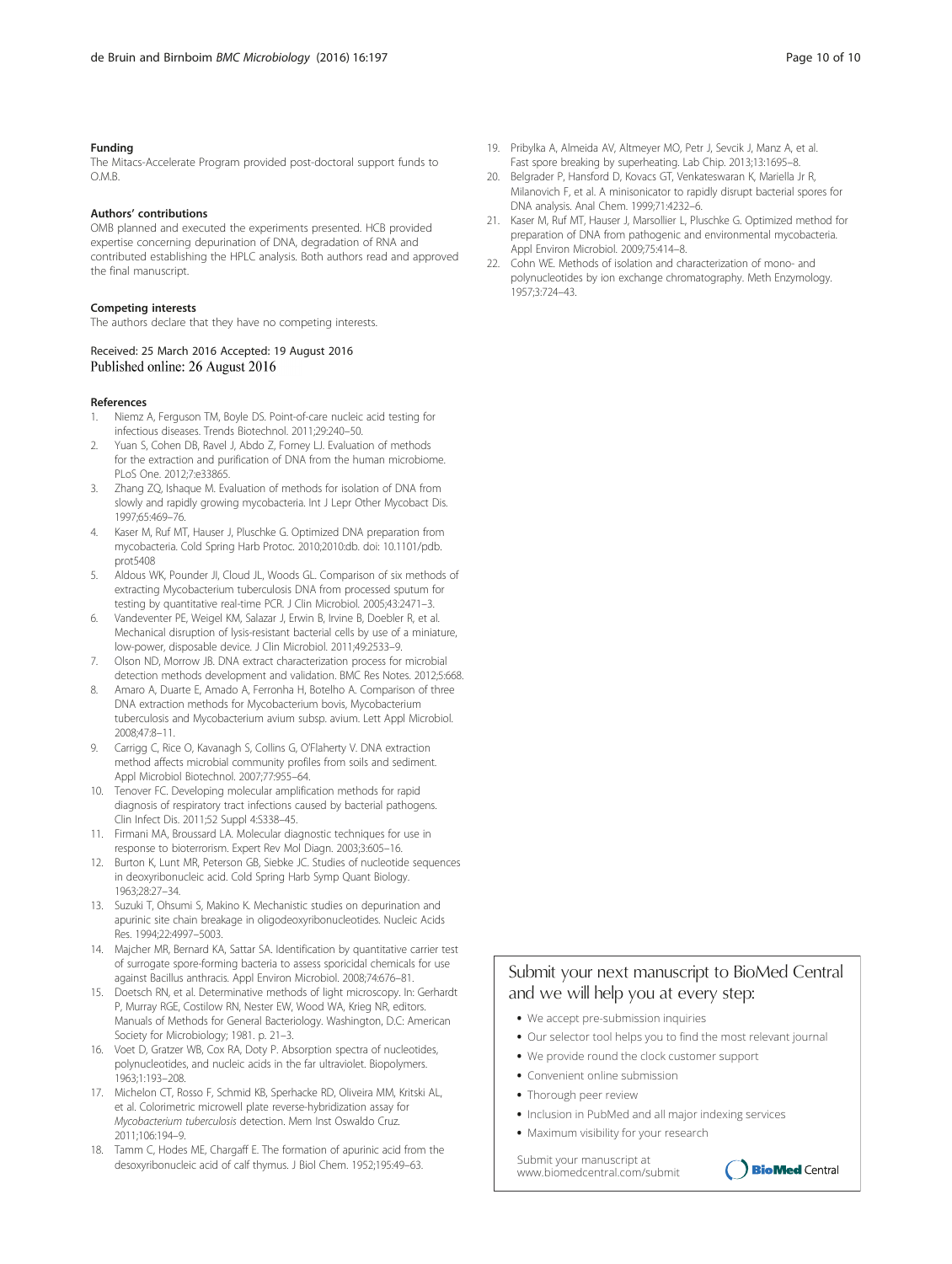#### Funding

The Mitacs-Accelerate Program provided post-doctoral support funds to O.M.B.

#### Authors' contributions

OMB planned and executed the experiments presented. HCB provided expertise concerning depurination of DNA, degradation of RNA and contributed establishing the HPLC analysis. Both authors read and approved the final manuscript.

#### Competing interests

The authors declare that they have no competing interests.

Received: 25 March 2016 Accepted: 19 August 2016
Published online: 26 August 2016

#### References

1. Niemz A, Ferguson TM, Boyle DS. Point-of-care nucleic acid testing for infectious diseases. Trends Biotechnol. 2011;29:240–50.
2. Yuan S, Cohen DB, Ravel J, Abdo Z, Forney LJ. Evaluation of methods for the extraction and purification of DNA from the human microbiome. PLoS One. 2012;7:e33865.
3. Zhang ZQ, Ishaque M. Evaluation of methods for isolation of DNA from slowly and rapidly growing mycobacteria. Int J Lepr Other Mycobact Dis. 1997;65:469–76.
4. Kaser M, Ruf MT, Hauser J, Pluschke G. Optimized DNA preparation from mycobacteria. Cold Spring Harb Protoc. 2010;2010:db. doi: 10.1101/pdb.prot5408
5. Aldous WK, Pounder JI, Cloud JL, Woods GL. Comparison of six methods of extracting Mycobacterium tuberculosis DNA from processed sputum for testing by quantitative real-time PCR. J Clin Microbiol. 2005;43:2471–3.
6. Vandeventer PE, Weigel KM, Salazar J, Erwin B, Irvine B, Doebler R, et al. Mechanical disruption of lysis-resistant bacterial cells by use of a miniature, low-power, disposable device. J Clin Microbiol. 2011;49:2533–9.
7. Olson ND, Morrow JB. DNA extract characterization process for microbial detection methods development and validation. BMC Res Notes. 2012;5:668.
8. Amaro A, Duarte E, Amado A, Ferronha H, Botelho A. Comparison of three DNA extraction methods for Mycobacterium bovis, Mycobacterium tuberculosis and Mycobacterium avium subsp. avium. Lett Appl Microbiol. 2008;47:8–11.
9. Carrigg C, Rice O, Kavanagh S, Collins G, O'Flaherty V. DNA extraction method affects microbial community profiles from soils and sediment. Appl Microbiol Biotechnol. 2007;77:955–64.
10. Tenover FC. Developing molecular amplification methods for rapid diagnosis of respiratory tract infections caused by bacterial pathogens. Clin Infect Dis. 2011;52 Suppl 4:S338–45.
11. Firmani MA, Broussard LA. Molecular diagnostic techniques for use in response to bioterrorism. Expert Rev Mol Diagn. 2003;3:605–16.
12. Burton K, Lunt MR, Peterson GB, Siebke JC. Studies of nucleotide sequences in deoxyribonucleic acid. Cold Spring Harb Symp Quant Biology. 1963;28:27–34.
13. Suzuki T, Ohsumi S, Makino K. Mechanistic studies on depurination and apurinic site chain breakage in oligodeoxyribonucleotides. Nucleic Acids Res. 1994;22:4997–5003.
14. Majcher MR, Bernard KA, Sattar SA. Identification by quantitative carrier test of surrogate spore-forming bacteria to assess sporicidal chemicals for use against Bacillus anthracis. Appl Environ Microbiol. 2008;74:676–81.
15. Doetsch RN, et al. Determinative methods of light microscopy. In: Gerhardt P, Murray RGE, Costilow RN, Nester EW, Wood WA, Krieg NR, editors. Manuals of Methods for General Bacteriology. Washington, D.C: American Society for Microbiology; 1981. p. 21–3.
16. Voet D, Gratzer WB, Cox RA, Doty P. Absorption spectra of nucleotides, polynucleotides, and nucleic acids in the far ultraviolet. Biopolymers. 1963;1:193–208.
17. Michelon CT, Rosso F, Schmid KB, Sperhacke RD, Oliveira MM, Kritski AL, et al. Colorimetric microwell plate reverse-hybridization assay for *Mycobacterium tuberculosis* detection. Mem Inst Oswaldo Cruz. 2011;106:194–9.
18. Tamm C, Hodes ME, Chargaff E. The formation of apurinic acid from the desoxyribonucleic acid of calf thymus. J Biol Chem. 1952;195:49–63.
19. Pribylka A, Almeida AV, Altmeyer MO, Petr J, Sevcik J, Manz A, et al. Fast spore breaking by superheating. Lab Chip. 2013;13:1695–8.
20. Belgrader P, Hansford D, Kovacs GT, Venkateswaran K, Mariella Jr R, Milanovich F, et al. A minisonicator to rapidly disrupt bacterial spores for DNA analysis. Anal Chem. 1999;71:4232–6.
21. Kaser M, Ruf MT, Hauser J, Marsollier L, Pluschke G. Optimized method for preparation of DNA from pathogenic and environmental mycobacteria. Appl Environ Microbiol. 2009;75:414–8.
22. Cohn WE. Methods of isolation and characterization of mono- and polynucleotides by ion exchange chromatography. Meth Enzymology. 1957;3:724–43.

Submit your next manuscript to BioMed Central and we will help you at every step:

- We accept pre-submission inquiries
- Our selector tool helps you to find the most relevant journal
- We provide round the clock customer support
- Convenient online submission
- Thorough peer review
- Inclusion in PubMed and all major indexing services
- Maximum visibility for your research

Submit your manuscript at
www.biomedcentral.com/submit

BioMed Central